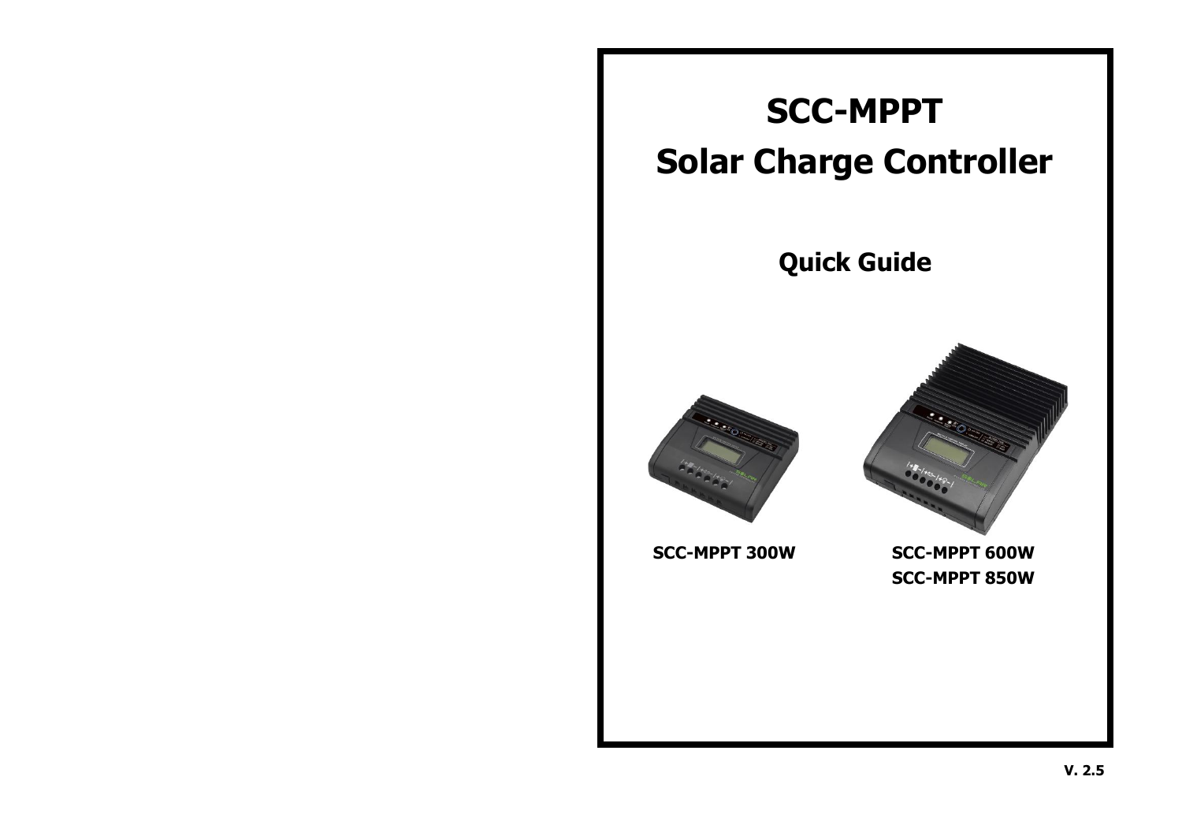# SCC-MPPT

# Solar Charge Controller

## Quick Guide

**SCC-MPPT 300W**

**SCC-MPPT 600W**
**SCC-MPPT 850W**

**V. 2.5**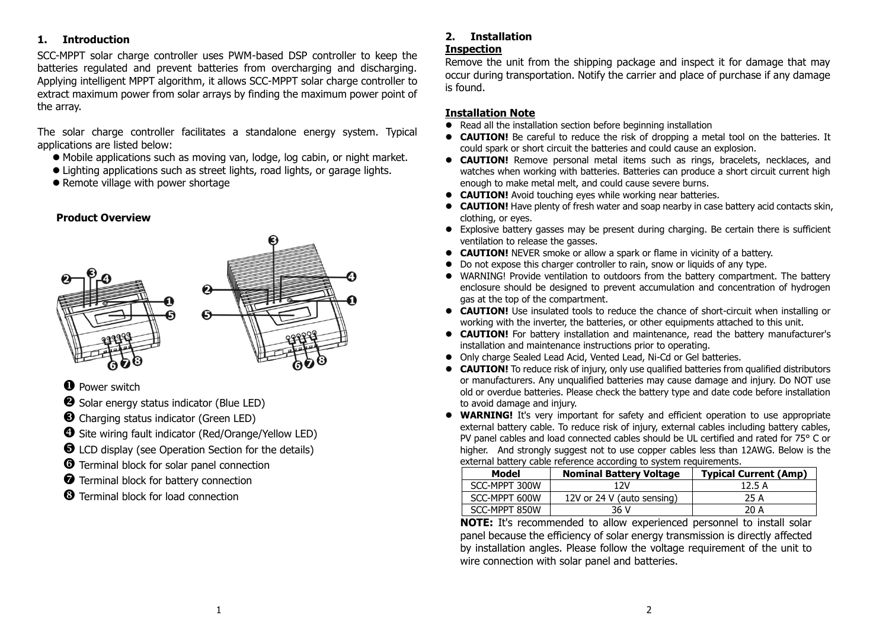## 1. Introduction

SCC-MPPT solar charge controller uses PWM-based DSP controller to keep the batteries regulated and prevent batteries from overcharging and discharging. Applying intelligent MPPT algorithm, it allows SCC-MPPT solar charge controller to extract maximum power from solar arrays by finding the maximum power point of the array.

The solar charge controller facilitates a standalone energy system. Typical applications are listed below:

- Mobile applications such as moving van, lodge, log cabin, or night market.
- Lighting applications such as street lights, road lights, or garage lights.
- Remote village with power shortage

### Product Overview

❶ Power switch

❷ Solar energy status indicator (Blue LED)

❸ Charging status indicator (Green LED)

❹ Site wiring fault indicator (Red/Orange/Yellow LED)

❺ LCD display (see Operation Section for the details)

❻ Terminal block for solar panel connection

❼ Terminal block for battery connection

❽ Terminal block for load connection

## 2. Installation

**Inspection**

Remove the unit from the shipping package and inspect it for damage that may occur during transportation. Notify the carrier and place of purchase if any damage is found.

**Installation Note**

- Read all the installation section before beginning installation
- **CAUTION!** Be careful to reduce the risk of dropping a metal tool on the batteries. It could spark or short circuit the batteries and could cause an explosion.
- **CAUTION!** Remove personal metal items such as rings, bracelets, necklaces, and watches when working with batteries. Batteries can produce a short circuit current high enough to make metal melt, and could cause severe burns.
- **CAUTION!** Avoid touching eyes while working near batteries.
- **CAUTION!** Have plenty of fresh water and soap nearby in case battery acid contacts skin, clothing, or eyes.
- Explosive battery gasses may be present during charging. Be certain there is sufficient ventilation to release the gasses.
- **CAUTION!** NEVER smoke or allow a spark or flame in vicinity of a battery.
- Do not expose this charger controller to rain, snow or liquids of any type.
- WARNING! Provide ventilation to outdoors from the battery compartment. The battery enclosure should be designed to prevent accumulation and concentration of hydrogen gas at the top of the compartment.
- **CAUTION!** Use insulated tools to reduce the chance of short-circuit when installing or working with the inverter, the batteries, or other equipments attached to this unit.
- **CAUTION!** For battery installation and maintenance, read the battery manufacturer's installation and maintenance instructions prior to operating.
- Only charge Sealed Lead Acid, Vented Lead, Ni-Cd or Gel batteries.
- **CAUTION!** To reduce risk of injury, only use qualified batteries from qualified distributors or manufacturers. Any unqualified batteries may cause damage and injury. Do NOT use old or overdue batteries. Please check the battery type and date code before installation to avoid damage and injury.
- **WARNING!** It's very important for safety and efficient operation to use appropriate external battery cable. To reduce risk of injury, external cables including battery cables, PV panel cables and load connected cables should be UL certified and rated for 75° C or higher. And strongly suggest not to use copper cables less than 12AWG. Below is the external battery cable reference according to system requirements.

| Model | Nominal Battery Voltage | Typical Current (Amp) |
|---|---|---|
| SCC-MPPT 300W | 12V | 12.5 A |
| SCC-MPPT 600W | 12V or 24 V (auto sensing) | 25 A |
| SCC-MPPT 850W | 36 V | 20 A |

**NOTE:** It's recommended to allow experienced personnel to install solar panel because the efficiency of solar energy transmission is directly affected by installation angles. Please follow the voltage requirement of the unit to wire connection with solar panel and batteries.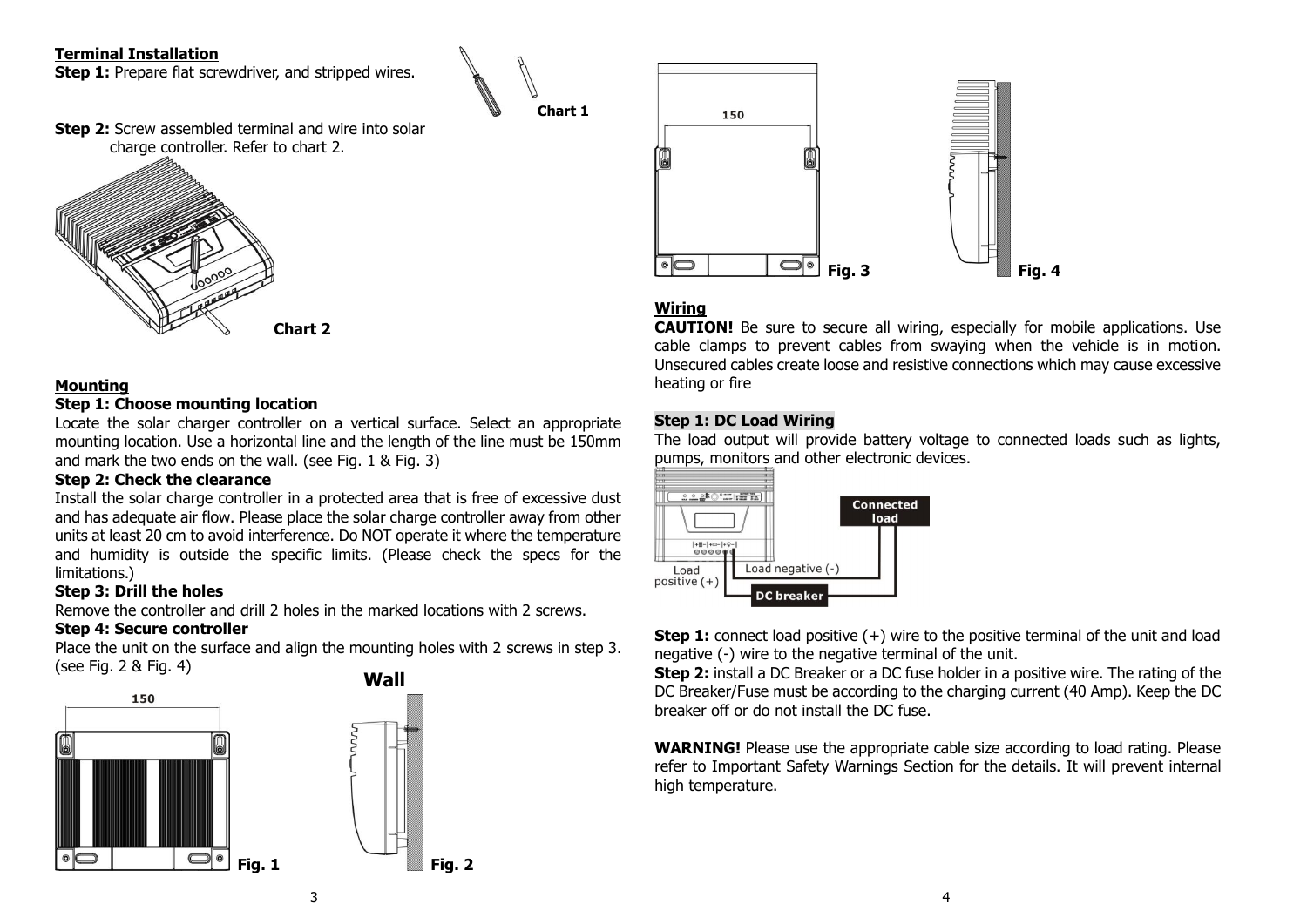**Terminal Installation**

**Step 1:** Prepare flat screwdriver, and stripped wires.

Chart 1

**Step 2:** Screw assembled terminal and wire into solar charge controller. Refer to chart 2.

Chart 2

**Mounting**

**Step 1: Choose mounting location**

Locate the solar charger controller on a vertical surface. Select an appropriate mounting location. Use a horizontal line and the length of the line must be 150mm and mark the two ends on the wall. (see Fig. 1 & Fig. 3)

**Step 2: Check the clearance**

Install the solar charge controller in a protected area that is free of excessive dust and has adequate air flow. Please place the solar charge controller away from other units at least 20 cm to avoid interference. Do NOT operate it where the temperature and humidity is outside the specific limits. (Please check the specs for the limitations.)

**Step 3: Drill the holes**

Remove the controller and drill 2 holes in the marked locations with 2 screws.

**Step 4: Secure controller**

Place the unit on the surface and align the mounting holes with 2 screws in step 3. (see Fig. 2 & Fig. 4)

150

Fig. 1

Wall

Fig. 2

150

Fig. 3

Fig. 4

**Wiring**

**CAUTION!** Be sure to secure all wiring, especially for mobile applications. Use cable clamps to prevent cables from swaying when the vehicle is in motion. Unsecured cables create loose and resistive connections which may cause excessive heating or fire

**Step 1: DC Load Wiring**

The load output will provide battery voltage to connected loads such as lights, pumps, monitors and other electronic devices.

Connected load

Load negative (-)

Load positive (+)

DC breaker

**Step 1:** connect load positive (+) wire to the positive terminal of the unit and load negative (-) wire to the negative terminal of the unit.

**Step 2:** install a DC Breaker or a DC fuse holder in a positive wire. The rating of the DC Breaker/Fuse must be according to the charging current (40 Amp). Keep the DC breaker off or do not install the DC fuse.

**WARNING!** Please use the appropriate cable size according to load rating. Please refer to Important Safety Warnings Section for the details. It will prevent internal high temperature.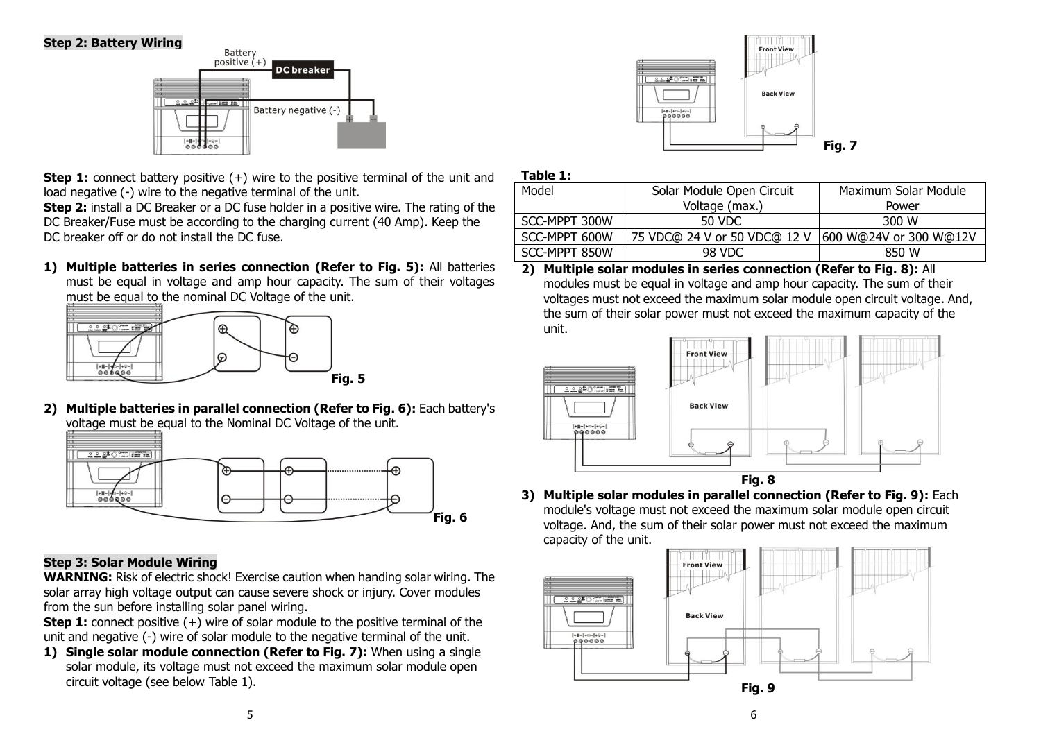**Step 2: Battery Wiring**

**Step 1:** connect battery positive (+) wire to the positive terminal of the unit and load negative (-) wire to the negative terminal of the unit.

**Step 2:** install a DC Breaker or a DC fuse holder in a positive wire. The rating of the DC Breaker/Fuse must be according to the charging current (40 Amp). Keep the DC breaker off or do not install the DC fuse.

1) **Multiple batteries in series connection (Refer to Fig. 5):** All batteries must be equal in voltage and amp hour capacity. The sum of their voltages must be equal to the nominal DC Voltage of the unit.

**Fig. 5**

2) **Multiple batteries in parallel connection (Refer to Fig. 6):** Each battery's voltage must be equal to the Nominal DC Voltage of the unit.

**Fig. 6**

**Step 3: Solar Module Wiring**

**WARNING:** Risk of electric shock! Exercise caution when handing solar wiring. The solar array high voltage output can cause severe shock or injury. Cover modules from the sun before installing solar panel wiring.

**Step 1:** connect positive (+) wire of solar module to the positive terminal of the unit and negative (-) wire of solar module to the negative terminal of the unit.

1) **Single solar module connection (Refer to Fig. 7):** When using a single solar module, its voltage must not exceed the maximum solar module open circuit voltage (see below Table 1).

**Fig. 7**

**Table 1:**

| Model | Solar Module Open Circuit Voltage (max.) | Maximum Solar Module Power |
|---|---|---|
| SCC-MPPT 300W | 50 VDC | 300 W |
| SCC-MPPT 600W | 75 VDC@ 24 V or 50 VDC@ 12 V | 600 W@24V or 300 W@12V |
| SCC-MPPT 850W | 98 VDC | 850 W |

2) **Multiple solar modules in series connection (Refer to Fig. 8):** All modules must be equal in voltage and amp hour capacity. The sum of their voltages must not exceed the maximum solar module open circuit voltage. And, the sum of their solar power must not exceed the maximum capacity of the unit.

**Fig. 8**

3) **Multiple solar modules in parallel connection (Refer to Fig. 9):** Each module's voltage must not exceed the maximum solar module open circuit voltage. And, the sum of their solar power must not exceed the maximum capacity of the unit.

**Fig. 9**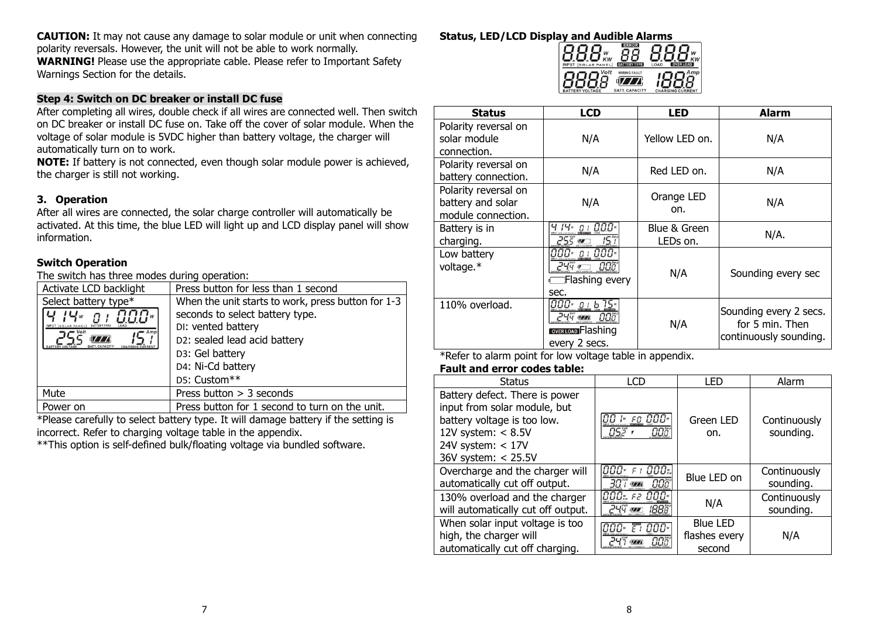**CAUTION:** It may not cause any damage to solar module or unit when connecting polarity reversals. However, the unit will not be able to work normally.
**WARNING!** Please use the appropriate cable. Please refer to Important Safety Warnings Section for the details.

### Step 4: Switch on DC breaker or install DC fuse

After completing all wires, double check if all wires are connected well. Then switch on DC breaker or install DC fuse on. Take off the cover of solar module. When the voltage of solar module is 5VDC higher than battery voltage, the charger will automatically turn on to work.
**NOTE:** If battery is not connected, even though solar module power is achieved, the charger is still not working.

## 3. Operation

After all wires are connected, the solar charge controller will automatically be activated. At this time, the blue LED will light up and LCD display panel will show information.

### Switch Operation

The switch has three modes during operation:

| Activate LCD backlight | Press button for less than 1 second |
|---|---|
| Select battery type* | When the unit starts to work, press button for 1-3 seconds to select battery type.<br>D1: vented battery<br>D2: sealed lead acid battery<br>D3: Gel battery<br>D4: Ni-Cd battery<br>D5: Custom** |
| Mute | Press button > 3 seconds |
| Power on | Press button for 1 second to turn on the unit. |

*Please carefully to select battery type. It will damage battery if the setting is incorrect. Refer to charging voltage table in the appendix.
**This option is self-defined bulk/floating voltage via bundled software.

### Status, LED/LCD Display and Audible Alarms

| Status | LCD | LED | Alarm |
|---|---|---|---|
| Polarity reversal on solar module connection. | N/A | Yellow LED on. | N/A |
| Polarity reversal on battery connection. | N/A | Red LED on. | N/A |
| Polarity reversal on battery and solar module connection. | N/A | Orange LED on. | N/A |
| Battery is in charging. | | Blue & Green LEDs on. | N/A. |
| Low battery voltage.* | Flashing every sec. | N/A | Sounding every sec |
| 110% overload. | OVER LOAD Flashing every 2 secs. | N/A | Sounding every 2 secs. for 5 min. Then continuously sounding. |

*Refer to alarm point for low voltage table in appendix.

**Fault and error codes table:**

| Status | LCD | LED | Alarm |
|---|---|---|---|
| Battery defect. There is power input from solar module, but battery voltage is too low.<br>12V system: < 8.5V<br>24V system: < 17V<br>36V system: < 25.5V | | Green LED on. | Continuously sounding. |
| Overcharge and the charger will automatically cut off output. | | Blue LED on | Continuously sounding. |
| 130% overload and the charger will automatically cut off output. | | N/A | Continuously sounding. |
| When solar input voltage is too high, the charger will automatically cut off charging. | | Blue LED flashes every second | N/A |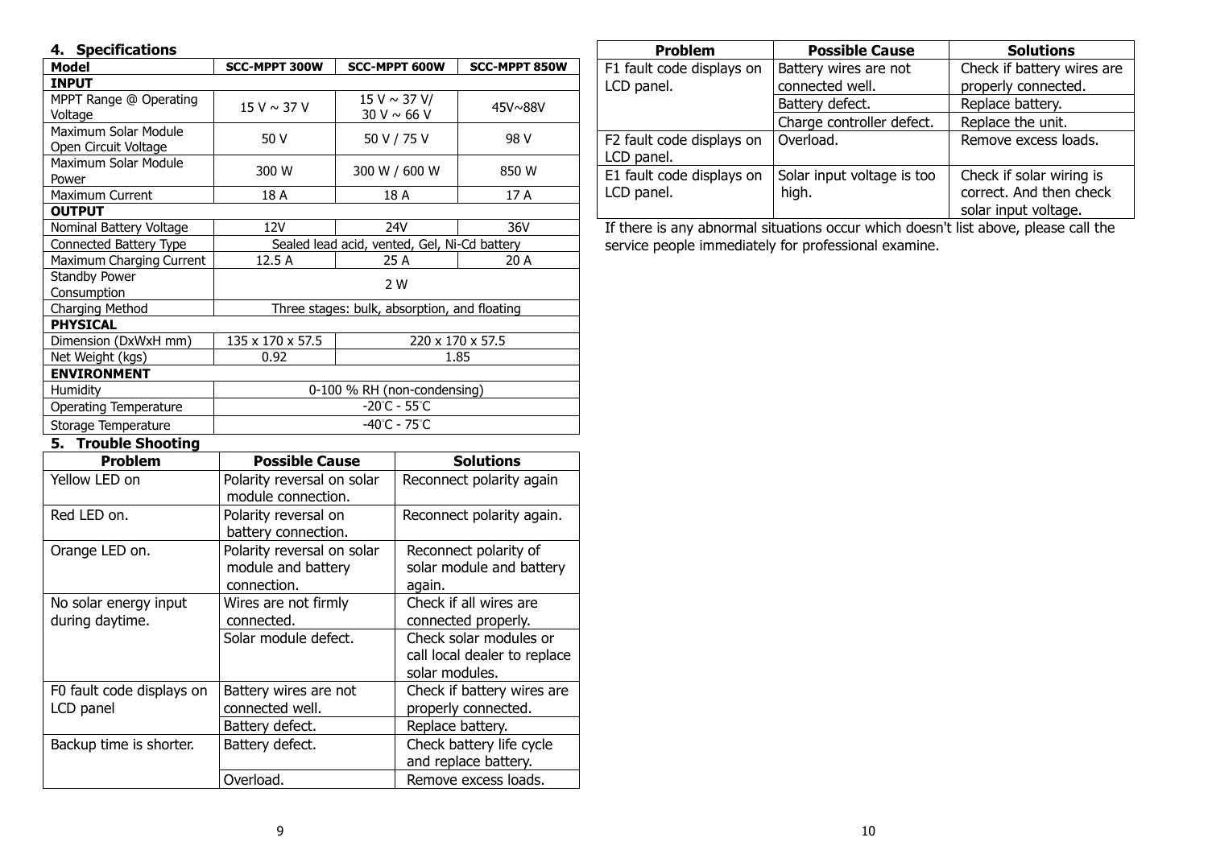## 4. Specifications

| Model | SCC-MPPT 300W | SCC-MPPT 600W | SCC-MPPT 850W |
|---|---|---|---|
| **INPUT** | | | |
| MPPT Range @ Operating Voltage | 15 V ~ 37 V | 15 V ~ 37 V/ 30 V ~ 66 V | 45V~88V |
| Maximum Solar Module Open Circuit Voltage | 50 V | 50 V / 75 V | 98 V |
| Maximum Solar Module Power | 300 W | 300 W / 600 W | 850 W |
| Maximum Current | 18 A | 18 A | 17 A |
| **OUTPUT** | | | |
| Nominal Battery Voltage | 12V | 24V | 36V |
| Connected Battery Type | Sealed lead acid, vented, Gel, Ni-Cd battery | | |
| Maximum Charging Current | 12.5 A | 25 A | 20 A |
| Standby Power Consumption | 2 W | | |
| Charging Method | Three stages: bulk, absorption, and floating | | |
| **PHYSICAL** | | | |
| Dimension (DxWxH mm) | 135 x 170 x 57.5 | 220 x 170 x 57.5 | |
| Net Weight (kgs) | 0.92 | 1.85 | |
| **ENVIRONMENT** | | | |
| Humidity | 0-100 % RH (non-condensing) | | |
| Operating Temperature | -20°C - 55°C | | |
| Storage Temperature | -40°C - 75°C | | |

## 5. Trouble Shooting

| Problem | Possible Cause | Solutions |
|---|---|---|
| Yellow LED on | Polarity reversal on solar module connection. | Reconnect polarity again |
| Red LED on. | Polarity reversal on battery connection. | Reconnect polarity again. |
| Orange LED on. | Polarity reversal on solar module and battery connection. | Reconnect polarity of solar module and battery again. |
| No solar energy input during daytime. | Wires are not firmly connected. | Check if all wires are connected properly. |
| | Solar module defect. | Check solar modules or call local dealer to replace solar modules. |
| F0 fault code displays on LCD panel | Battery wires are not connected well. | Check if battery wires are properly connected. |
| | Battery defect. | Replace battery. |
| Backup time is shorter. | Battery defect. | Check battery life cycle and replace battery. |
| | Overload. | Remove excess loads. |
| F1 fault code displays on LCD panel. | Battery wires are not connected well. | Check if battery wires are properly connected. |
| | Battery defect. | Replace battery. |
| | Charge controller defect. | Replace the unit. |
| F2 fault code displays on LCD panel. | Overload. | Remove excess loads. |
| E1 fault code displays on LCD panel. | Solar input voltage is too high. | Check if solar wiring is correct. And then check solar input voltage. |

If there is any abnormal situations occur which doesn't list above, please call the service people immediately for professional examine.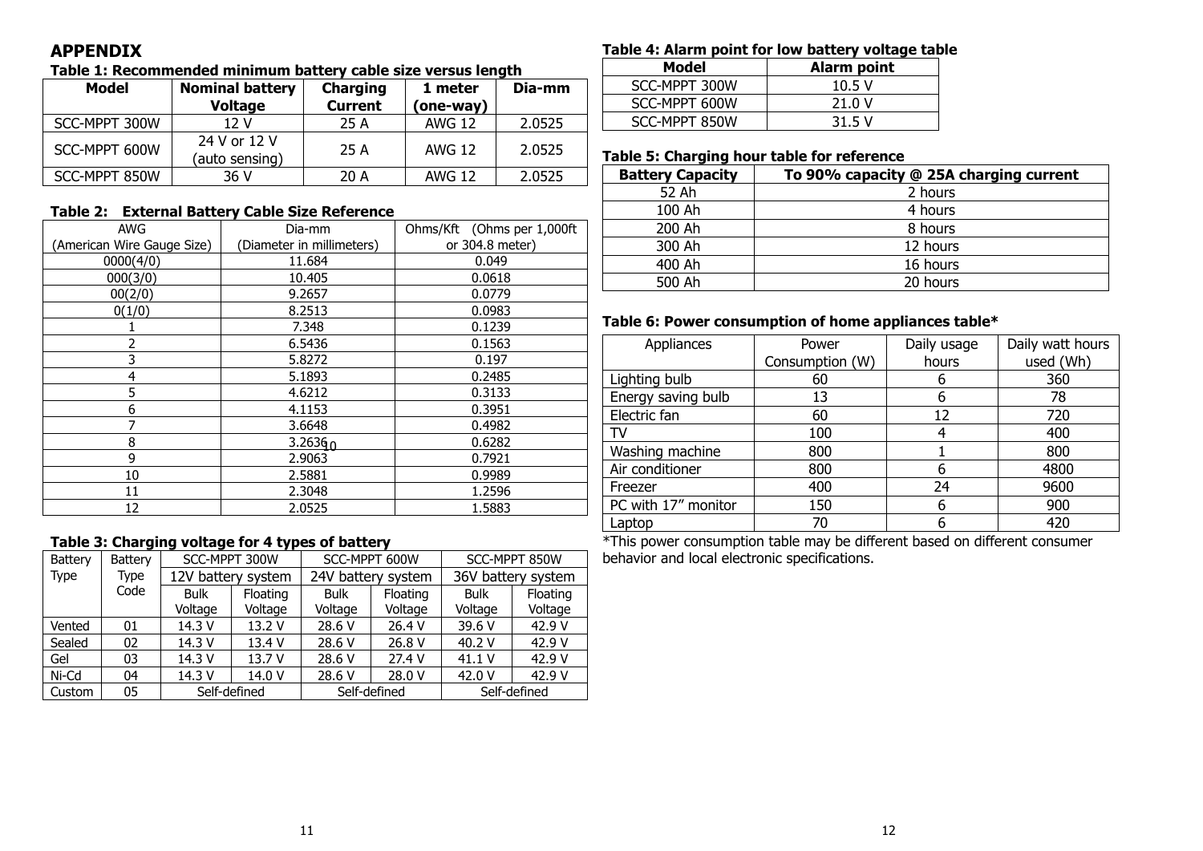## APPENDIX

### Table 1: Recommended minimum battery cable size versus length

| Model | Nominal battery Voltage | Charging Current | 1 meter (one-way) | Dia-mm |
|---|---|---|---|---|
| SCC-MPPT 300W | 12 V | 25 A | AWG 12 | 2.0525 |
| SCC-MPPT 600W | 24 V or 12 V (auto sensing) | 25 A | AWG 12 | 2.0525 |
| SCC-MPPT 850W | 36 V | 20 A | AWG 12 | 2.0525 |

### Table 2: External Battery Cable Size Reference

| AWG (American Wire Gauge Size) | Dia-mm (Diameter in millimeters) | Ohms/Kft (Ohms per 1,000ft or 304.8 meter) |
|---|---|---|
| 0000(4/0) | 11.684 | 0.049 |
| 000(3/0) | 10.405 | 0.0618 |
| 00(2/0) | 9.2657 | 0.0779 |
| 0(1/0) | 8.2513 | 0.0983 |
| 1 | 7.348 | 0.1239 |
| 2 | 6.5436 | 0.1563 |
| 3 | 5.8272 | 0.197 |
| 4 | 5.1893 | 0.2485 |
| 5 | 4.6212 | 0.3133 |
| 6 | 4.1153 | 0.3951 |
| 7 | 3.6648 | 0.4982 |
| 8 | 3.2636 | 0.6282 |
| 9 | 2.9063 | 0.7921 |
| 10 | 2.5881 | 0.9989 |
| 11 | 2.3048 | 1.2596 |
| 12 | 2.0525 | 1.5883 |

### Table 3: Charging voltage for 4 types of battery

| Battery Type | Battery Type Code | SCC-MPPT 300W | | SCC-MPPT 600W | | SCC-MPPT 850W | |
|---|---|---|---|---|---|---|---|
| | | 12V battery system | | 24V battery system | | 36V battery system | |
| | | Bulk Voltage | Floating Voltage | Bulk Voltage | Floating Voltage | Bulk Voltage | Floating Voltage |
| Vented | 01 | 14.3 V | 13.2 V | 28.6 V | 26.4 V | 39.6 V | 42.9 V |
| Sealed | 02 | 14.3 V | 13.4 V | 28.6 V | 26.8 V | 40.2 V | 42.9 V |
| Gel | 03 | 14.3 V | 13.7 V | 28.6 V | 27.4 V | 41.1 V | 42.9 V |
| Ni-Cd | 04 | 14.3 V | 14.0 V | 28.6 V | 28.0 V | 42.0 V | 42.9 V |
| Custom | 05 | Self-defined | | Self-defined | | Self-defined | |

### Table 4: Alarm point for low battery voltage table

| Model | Alarm point |
|---|---|
| SCC-MPPT 300W | 10.5 V |
| SCC-MPPT 600W | 21.0 V |
| SCC-MPPT 850W | 31.5 V |

### Table 5: Charging hour table for reference

| Battery Capacity | To 90% capacity @ 25A charging current |
|---|---|
| 52 Ah | 2 hours |
| 100 Ah | 4 hours |
| 200 Ah | 8 hours |
| 300 Ah | 12 hours |
| 400 Ah | 16 hours |
| 500 Ah | 20 hours |

### Table 6: Power consumption of home appliances table*

| Appliances | Power Consumption (W) | Daily usage hours | Daily watt hours used (Wh) |
|---|---|---|---|
| Lighting bulb | 60 | 6 | 360 |
| Energy saving bulb | 13 | 6 | 78 |
| Electric fan | 60 | 12 | 720 |
| TV | 100 | 4 | 400 |
| Washing machine | 800 | 1 | 800 |
| Air conditioner | 800 | 6 | 4800 |
| Freezer | 400 | 24 | 9600 |
| PC with 17" monitor | 150 | 6 | 900 |
| Laptop | 70 | 6 | 420 |

*This power consumption table may be different based on different consumer behavior and local electronic specifications.